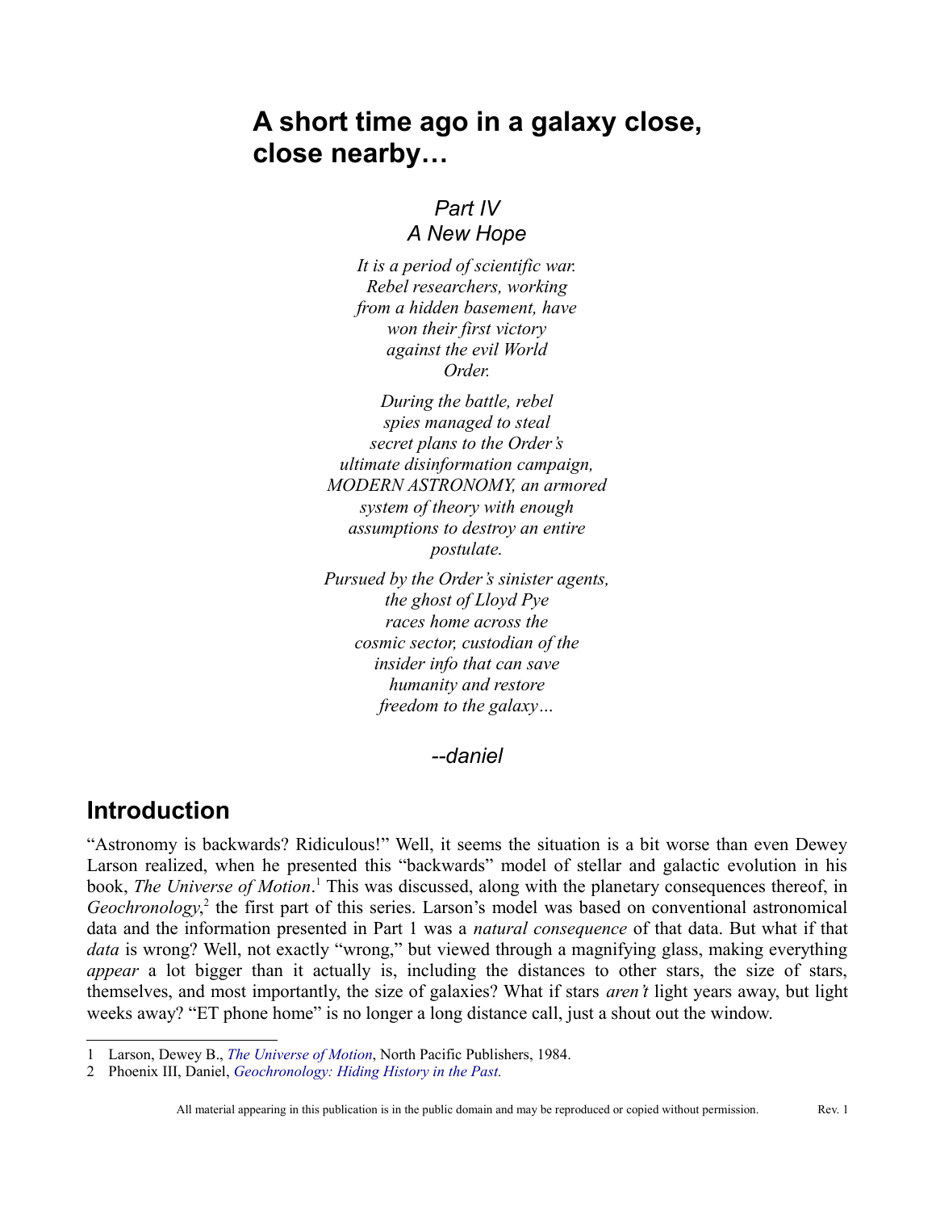# A short time ago in a galaxy close, close nearby…

*Part IV*
*A New Hope*

*It is a period of scientific war. Rebel researchers, working from a hidden basement, have won their first victory against the evil World Order.*

*During the battle, rebel spies managed to steal secret plans to the Order's ultimate disinformation campaign, MODERN ASTRONOMY, an armored system of theory with enough assumptions to destroy an entire postulate.*

*Pursued by the Order's sinister agents, the ghost of Lloyd Pye races home across the cosmic sector, custodian of the insider info that can save humanity and restore freedom to the galaxy…*

*--daniel*

## Introduction

"Astronomy is backwards? Ridiculous!" Well, it seems the situation is a bit worse than even Dewey Larson realized, when he presented this "backwards" model of stellar and galactic evolution in his book, *The Universe of Motion*.[1] This was discussed, along with the planetary consequences thereof, in *Geochronology*,[2] the first part of this series. Larson's model was based on conventional astronomical data and the information presented in Part 1 was a *natural consequence* of that data. But what if that *data* is wrong? Well, not exactly "wrong," but viewed through a magnifying glass, making everything *appear* a lot bigger than it actually is, including the distances to other stars, the size of stars, themselves, and most importantly, the size of galaxies? What if stars *aren't* light years away, but light weeks away? "ET phone home" is no longer a long distance call, just a shout out the window.

1 Larson, Dewey B., *The Universe of Motion*, North Pacific Publishers, 1984.

2 Phoenix III, Daniel, *Geochronology: Hiding History in the Past.*

All material appearing in this publication is in the public domain and may be reproduced or copied without permission. Rev. 1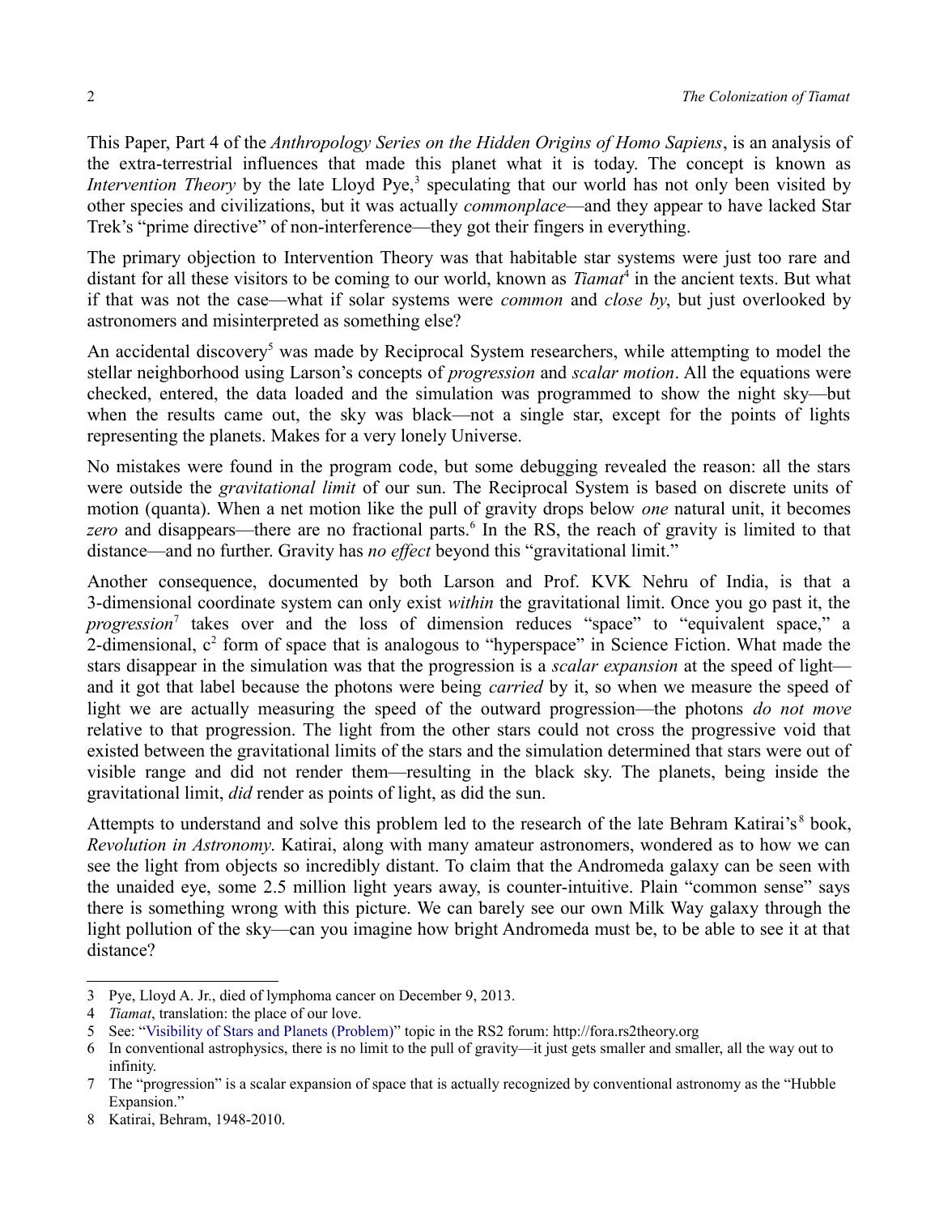This Paper, Part 4 of the *Anthropology Series on the Hidden Origins of Homo Sapiens*, is an analysis of the extra-terrestrial influences that made this planet what it is today. The concept is known as *Intervention Theory* by the late Lloyd Pye,[3] speculating that our world has not only been visited by other species and civilizations, but it was actually *commonplace*—and they appear to have lacked Star Trek's "prime directive" of non-interference—they got their fingers in everything.

The primary objection to Intervention Theory was that habitable star systems were just too rare and distant for all these visitors to be coming to our world, known as *Tiamat*[4] in the ancient texts. But what if that was not the case—what if solar systems were *common* and *close by*, but just overlooked by astronomers and misinterpreted as something else?

An accidental discovery[5] was made by Reciprocal System researchers, while attempting to model the stellar neighborhood using Larson's concepts of *progression* and *scalar motion*. All the equations were checked, entered, the data loaded and the simulation was programmed to show the night sky—but when the results came out, the sky was black—not a single star, except for the points of lights representing the planets. Makes for a very lonely Universe.

No mistakes were found in the program code, but some debugging revealed the reason: all the stars were outside the *gravitational limit* of our sun. The Reciprocal System is based on discrete units of motion (quanta). When a net motion like the pull of gravity drops below *one* natural unit, it becomes *zero* and disappears—there are no fractional parts.[6] In the RS, the reach of gravity is limited to that distance—and no further. Gravity has *no effect* beyond this "gravitational limit."

Another consequence, documented by both Larson and Prof. KVK Nehru of India, is that a 3-dimensional coordinate system can only exist *within* the gravitational limit. Once you go past it, the *progression*[7] takes over and the loss of dimension reduces "space" to "equivalent space," a 2-dimensional, $c^2$ form of space that is analogous to "hyperspace" in Science Fiction. What made the stars disappear in the simulation was that the progression is a *scalar expansion* at the speed of light—and it got that label because the photons were being *carried* by it, so when we measure the speed of light we are actually measuring the speed of the outward progression—the photons *do not move* relative to that progression. The light from the other stars could not cross the progressive void that existed between the gravitational limits of the stars and the simulation determined that stars were out of visible range and did not render them—resulting in the black sky. The planets, being inside the gravitational limit, *did* render as points of light, as did the sun.

Attempts to understand and solve this problem led to the research of the late Behram Katirai's[8] book, *Revolution in Astronomy*. Katirai, along with many amateur astronomers, wondered as to how we can see the light from objects so incredibly distant. To claim that the Andromeda galaxy can be seen with the unaided eye, some 2.5 million light years away, is counter-intuitive. Plain "common sense" says there is something wrong with this picture. We can barely see our own Milk Way galaxy through the light pollution of the sky—can you imagine how bright Andromeda must be, to be able to see it at that distance?

---

3 Pye, Lloyd A. Jr., died of lymphoma cancer on December 9, 2013.

4 *Tiamat*, translation: the place of our love.

5 See: "Visibility of Stars and Planets (Problem)" topic in the RS2 forum: http://fora.rs2theory.org

6 In conventional astrophysics, there is no limit to the pull of gravity—it just gets smaller and smaller, all the way out to infinity.

7 The "progression" is a scalar expansion of space that is actually recognized by conventional astronomy as the "Hubble Expansion."

8 Katirai, Behram, 1948-2010.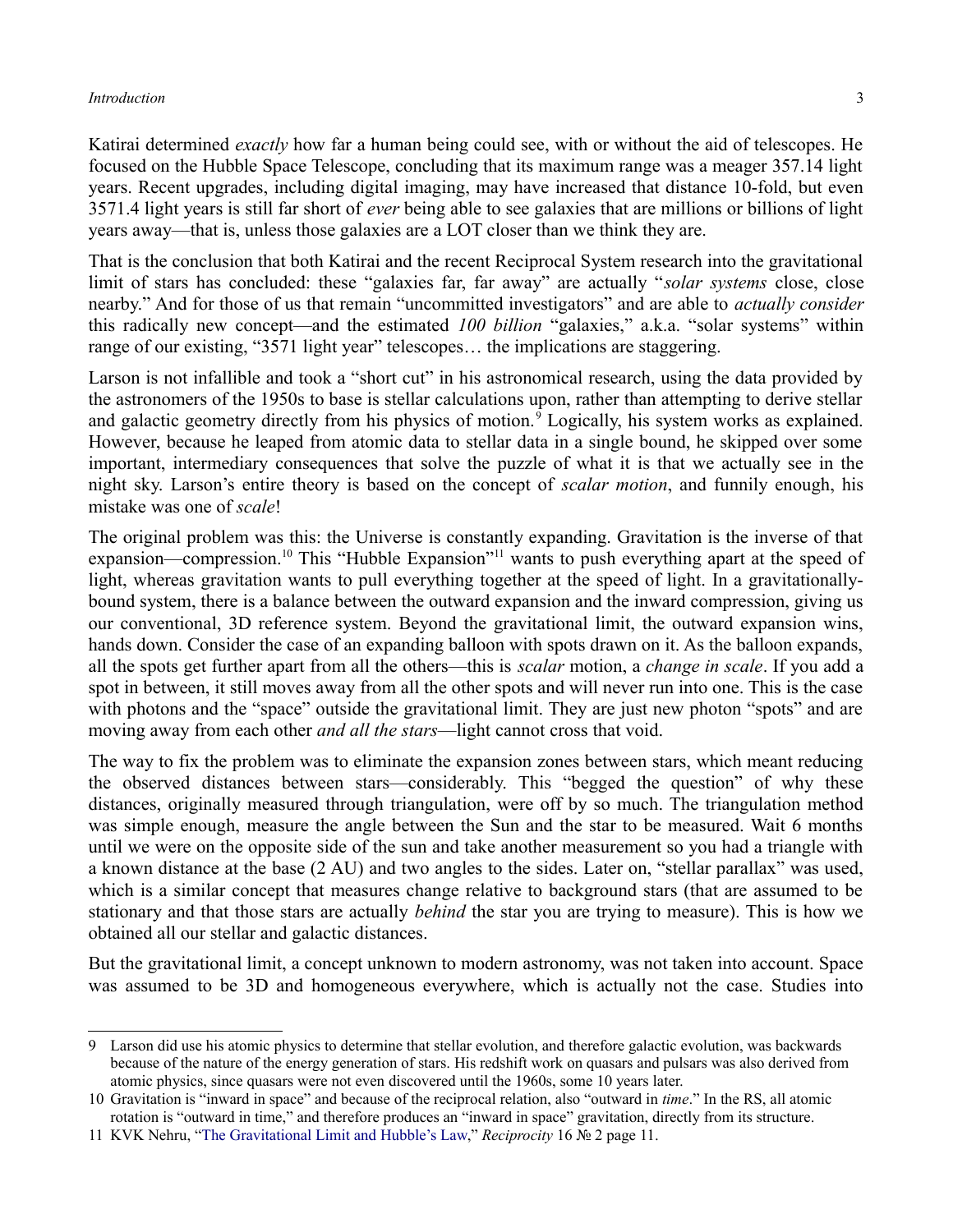Katirai determined *exactly* how far a human being could see, with or without the aid of telescopes. He focused on the Hubble Space Telescope, concluding that its maximum range was a meager 357.14 light years. Recent upgrades, including digital imaging, may have increased that distance 10-fold, but even 3571.4 light years is still far short of *ever* being able to see galaxies that are millions or billions of light years away—that is, unless those galaxies are a LOT closer than we think they are.

That is the conclusion that both Katirai and the recent Reciprocal System research into the gravitational limit of stars has concluded: these "galaxies far, far away" are actually "*solar systems* close, close nearby." And for those of us that remain "uncommitted investigators" and are able to *actually consider* this radically new concept—and the estimated *100 billion* "galaxies," a.k.a. "solar systems" within range of our existing, "3571 light year" telescopes… the implications are staggering.

Larson is not infallible and took a "short cut" in his astronomical research, using the data provided by the astronomers of the 1950s to base is stellar calculations upon, rather than attempting to derive stellar and galactic geometry directly from his physics of motion.[9] Logically, his system works as explained. However, because he leaped from atomic data to stellar data in a single bound, he skipped over some important, intermediary consequences that solve the puzzle of what it is that we actually see in the night sky. Larson's entire theory is based on the concept of *scalar motion*, and funnily enough, his mistake was one of *scale*!

The original problem was this: the Universe is constantly expanding. Gravitation is the inverse of that expansion—compression.[10] This "Hubble Expansion"[11] wants to push everything apart at the speed of light, whereas gravitation wants to pull everything together at the speed of light. In a gravitationally-bound system, there is a balance between the outward expansion and the inward compression, giving us our conventional, 3D reference system. Beyond the gravitational limit, the outward expansion wins, hands down. Consider the case of an expanding balloon with spots drawn on it. As the balloon expands, all the spots get further apart from all the others—this is *scalar* motion, a *change in scale*. If you add a spot in between, it still moves away from all the other spots and will never run into one. This is the case with photons and the "space" outside the gravitational limit. They are just new photon "spots" and are moving away from each other *and all the stars*—light cannot cross that void.

The way to fix the problem was to eliminate the expansion zones between stars, which meant reducing the observed distances between stars—considerably. This "begged the question" of why these distances, originally measured through triangulation, were off by so much. The triangulation method was simple enough, measure the angle between the Sun and the star to be measured. Wait 6 months until we were on the opposite side of the sun and take another measurement so you had a triangle with a known distance at the base (2 AU) and two angles to the sides. Later on, "stellar parallax" was used, which is a similar concept that measures change relative to background stars (that are assumed to be stationary and that those stars are actually *behind* the star you are trying to measure). This is how we obtained all our stellar and galactic distances.

But the gravitational limit, a concept unknown to modern astronomy, was not taken into account. Space was assumed to be 3D and homogeneous everywhere, which is actually not the case. Studies into

---

9 Larson did use his atomic physics to determine that stellar evolution, and therefore galactic evolution, was backwards because of the nature of the energy generation of stars. His redshift work on quasars and pulsars was also derived from atomic physics, since quasars were not even discovered until the 1960s, some 10 years later.

10 Gravitation is "inward in space" and because of the reciprocal relation, also "outward in *time*." In the RS, all atomic rotation is "outward in time," and therefore produces an "inward in space" gravitation, directly from its structure.

11 KVK Nehru, "The Gravitational Limit and Hubble's Law," *Reciprocity* 16 № 2 page 11.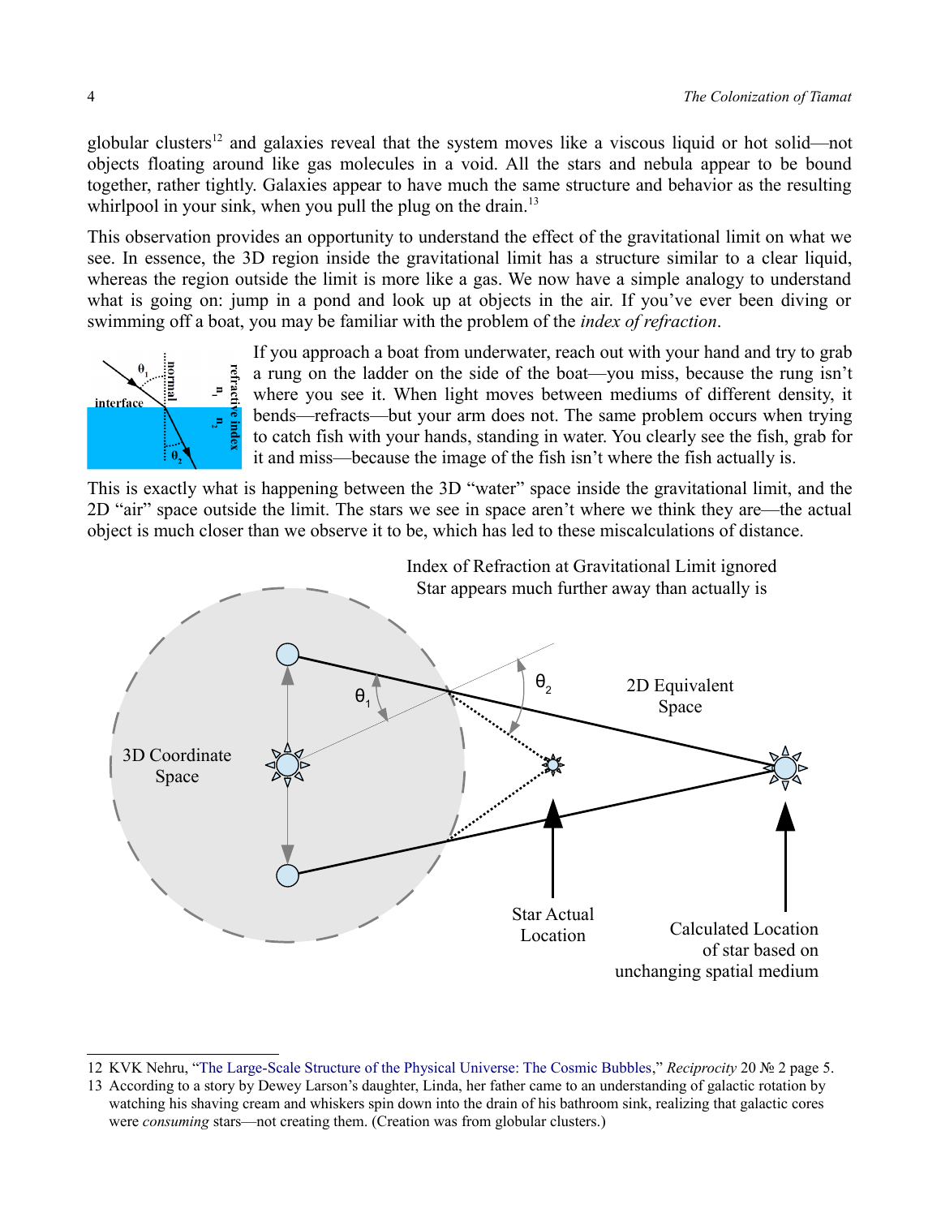globular clusters[12] and galaxies reveal that the system moves like a viscous liquid or hot solid—not objects floating around like gas molecules in a void. All the stars and nebula appear to be bound together, rather tightly. Galaxies appear to have much the same structure and behavior as the resulting whirlpool in your sink, when you pull the plug on the drain.[13]

This observation provides an opportunity to understand the effect of the gravitational limit on what we see. In essence, the 3D region inside the gravitational limit has a structure similar to a clear liquid, whereas the region outside the limit is more like a gas. We now have a simple analogy to understand what is going on: jump in a pond and look up at objects in the air. If you've ever been diving or swimming off a boat, you may be familiar with the problem of the *index of refraction*.

If you approach a boat from underwater, reach out with your hand and try to grab a rung on the ladder on the side of the boat—you miss, because the rung isn't where you see it. When light moves between mediums of different density, it bends—refracts—but your arm does not. The same problem occurs when trying to catch fish with your hands, standing in water. You clearly see the fish, grab for it and miss—because the image of the fish isn't where the fish actually is.

This is exactly what is happening between the 3D "water" space inside the gravitational limit, and the 2D "air" space outside the limit. The stars we see in space aren't where we think they are—the actual object is much closer than we observe it to be, which has led to these miscalculations of distance.

Index of Refraction at Gravitational Limit ignored
Star appears much further away than actually is

---

12 KVK Nehru, "The Large-Scale Structure of the Physical Universe: The Cosmic Bubbles," *Reciprocity* 20 № 2 page 5.

13 According to a story by Dewey Larson's daughter, Linda, her father came to an understanding of galactic rotation by watching his shaving cream and whiskers spin down into the drain of his bathroom sink, realizing that galactic cores were *consuming* stars—not creating them. (Creation was from globular clusters.)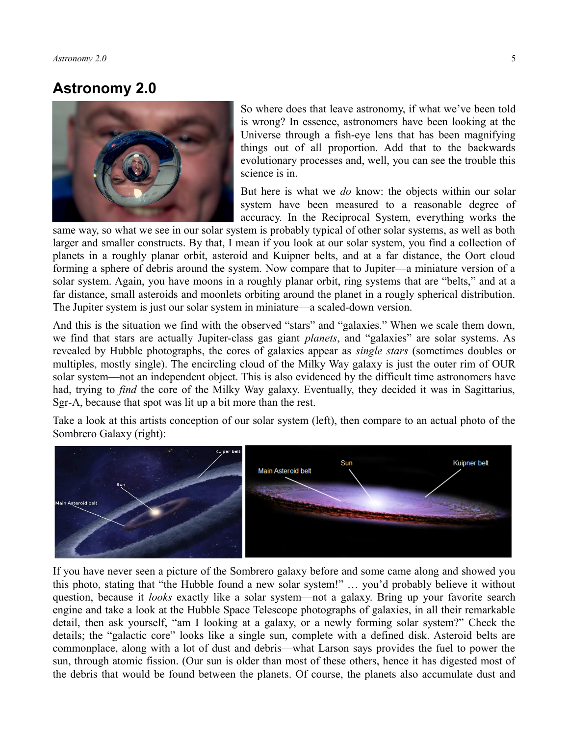# Astronomy 2.0

So where does that leave astronomy, if what we've been told is wrong? In essence, astronomers have been looking at the Universe through a fish-eye lens that has been magnifying things out of all proportion. Add that to the backwards evolutionary processes and, well, you can see the trouble this science is in.

But here is what we *do* know: the objects within our solar system have been measured to a reasonable degree of accuracy. In the Reciprocal System, everything works the same way, so what we see in our solar system is probably typical of other solar systems, as well as both larger and smaller constructs. By that, I mean if you look at our solar system, you find a collection of planets in a roughly planar orbit, asteroid and Kuipner belts, and at a far distance, the Oort cloud forming a sphere of debris around the system. Now compare that to Jupiter—a miniature version of a solar system. Again, you have moons in a roughly planar orbit, ring systems that are "belts," and at a far distance, small asteroids and moonlets orbiting around the planet in a rougly spherical distribution. The Jupiter system is just our solar system in miniature—a scaled-down version.

And this is the situation we find with the observed "stars" and "galaxies." When we scale them down, we find that stars are actually Jupiter-class gas giant *planets*, and "galaxies" are solar systems. As revealed by Hubble photographs, the cores of galaxies appear as *single stars* (sometimes doubles or multiples, mostly single). The encircling cloud of the Milky Way galaxy is just the outer rim of OUR solar system—not an independent object. This is also evidenced by the difficult time astronomers have had, trying to *find* the core of the Milky Way galaxy. Eventually, they decided it was in Sagittarius, Sgr-A, because that spot was lit up a bit more than the rest.

Take a look at this artists conception of our solar system (left), then compare to an actual photo of the Sombrero Galaxy (right):

If you have never seen a picture of the Sombrero galaxy before and some came along and showed you this photo, stating that "the Hubble found a new solar system!" … you'd probably believe it without question, because it *looks* exactly like a solar system—not a galaxy. Bring up your favorite search engine and take a look at the Hubble Space Telescope photographs of galaxies, in all their remarkable detail, then ask yourself, "am I looking at a galaxy, or a newly forming solar system?" Check the details; the "galactic core" looks like a single sun, complete with a defined disk. Asteroid belts are commonplace, along with a lot of dust and debris—what Larson says provides the fuel to power the sun, through atomic fission. (Our sun is older than most of these others, hence it has digested most of the debris that would be found between the planets. Of course, the planets also accumulate dust and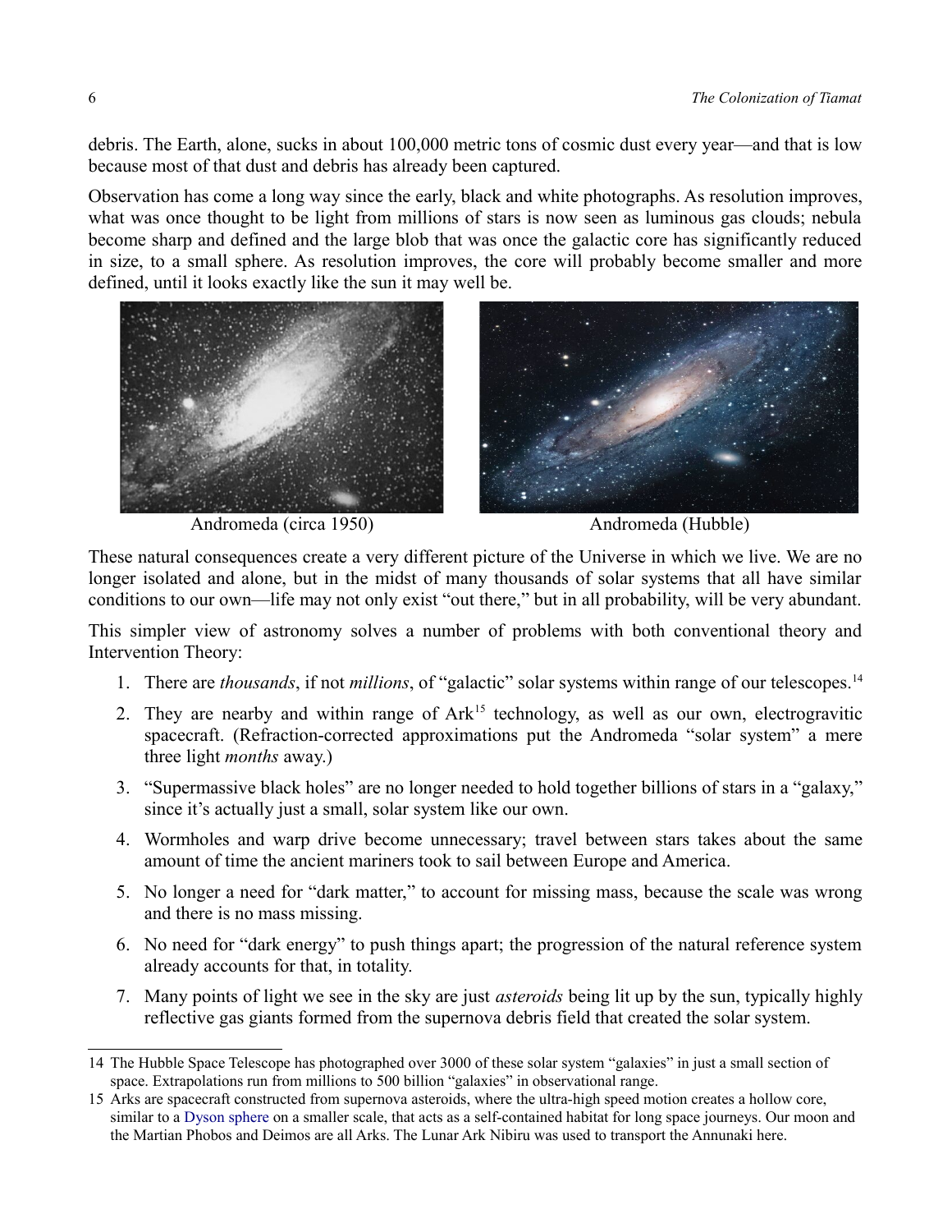debris. The Earth, alone, sucks in about 100,000 metric tons of cosmic dust every year—and that is low because most of that dust and debris has already been captured.

Observation has come a long way since the early, black and white photographs. As resolution improves, what was once thought to be light from millions of stars is now seen as luminous gas clouds; nebula become sharp and defined and the large blob that was once the galactic core has significantly reduced in size, to a small sphere. As resolution improves, the core will probably become smaller and more defined, until it looks exactly like the sun it may well be.

Andromeda (circa 1950)

Andromeda (Hubble)

These natural consequences create a very different picture of the Universe in which we live. We are no longer isolated and alone, but in the midst of many thousands of solar systems that all have similar conditions to our own—life may not only exist "out there," but in all probability, will be very abundant.

This simpler view of astronomy solves a number of problems with both conventional theory and Intervention Theory:

1. There are *thousands*, if not *millions*, of "galactic" solar systems within range of our telescopes.[14]
2. They are nearby and within range of Ark[15] technology, as well as our own, electrogravitic spacecraft. (Refraction-corrected approximations put the Andromeda "solar system" a mere three light *months* away.)
3. "Supermassive black holes" are no longer needed to hold together billions of stars in a "galaxy," since it's actually just a small, solar system like our own.
4. Wormholes and warp drive become unnecessary; travel between stars takes about the same amount of time the ancient mariners took to sail between Europe and America.
5. No longer a need for "dark matter," to account for missing mass, because the scale was wrong and there is no mass missing.
6. No need for "dark energy" to push things apart; the progression of the natural reference system already accounts for that, in totality.
7. Many points of light we see in the sky are just *asteroids* being lit up by the sun, typically highly reflective gas giants formed from the supernova debris field that created the solar system.

---

14 The Hubble Space Telescope has photographed over 3000 of these solar system "galaxies" in just a small section of space. Extrapolations run from millions to 500 billion "galaxies" in observational range.

15 Arks are spacecraft constructed from supernova asteroids, where the ultra-high speed motion creates a hollow core, similar to a Dyson sphere on a smaller scale, that acts as a self-contained habitat for long space journeys. Our moon and the Martian Phobos and Deimos are all Arks. The Lunar Ark Nibiru was used to transport the Annunaki here.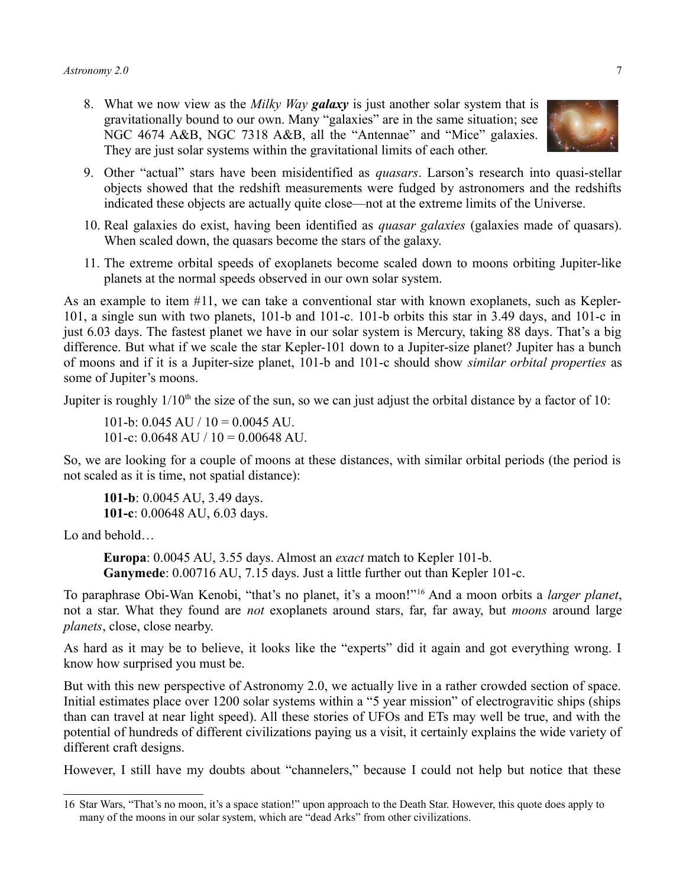8. What we now view as the *Milky Way **galaxy*** is just another solar system that is gravitationally bound to our own. Many "galaxies" are in the same situation; see NGC 4674 A&B, NGC 7318 A&B, all the "Antennae" and "Mice" galaxies. They are just solar systems within the gravitational limits of each other.

9. Other "actual" stars have been misidentified as *quasars*. Larson's research into quasi-stellar objects showed that the redshift measurements were fudged by astronomers and the redshifts indicated these objects are actually quite close—not at the extreme limits of the Universe.

10. Real galaxies do exist, having been identified as *quasar galaxies* (galaxies made of quasars). When scaled down, the quasars become the stars of the galaxy.

11. The extreme orbital speeds of exoplanets become scaled down to moons orbiting Jupiter-like planets at the normal speeds observed in our own solar system.

As an example to item #11, we can take a conventional star with known exoplanets, such as Kepler-101, a single sun with two planets, 101-b and 101-c. 101-b orbits this star in 3.49 days, and 101-c in just 6.03 days. The fastest planet we have in our solar system is Mercury, taking 88 days. That's a big difference. But what if we scale the star Kepler-101 down to a Jupiter-size planet? Jupiter has a bunch of moons and if it is a Jupiter-size planet, 101-b and 101-c should show *similar orbital properties* as some of Jupiter's moons.

Jupiter is roughly 1/10th the size of the sun, so we can just adjust the orbital distance by a factor of 10:

> 101-b: 0.045 AU / 10 = 0.0045 AU.
> 101-c: 0.0648 AU / 10 = 0.00648 AU.

So, we are looking for a couple of moons at these distances, with similar orbital periods (the period is not scaled as it is time, not spatial distance):

> **101-b**: 0.0045 AU, 3.49 days.
> **101-c**: 0.00648 AU, 6.03 days.

Lo and behold…

> **Europa**: 0.0045 AU, 3.55 days. Almost an *exact* match to Kepler 101-b.
> **Ganymede**: 0.00716 AU, 7.15 days. Just a little further out than Kepler 101-c.

To paraphrase Obi-Wan Kenobi, "that's no planet, it's a moon!"[16] And a moon orbits a *larger planet*, not a star. What they found are *not* exoplanets around stars, far, far away, but *moons* around large *planets*, close, close nearby.

As hard as it may be to believe, it looks like the "experts" did it again and got everything wrong. I know how surprised you must be.

But with this new perspective of Astronomy 2.0, we actually live in a rather crowded section of space. Initial estimates place over 1200 solar systems within a "5 year mission" of electrogravitic ships (ships than can travel at near light speed). All these stories of UFOs and ETs may well be true, and with the potential of hundreds of different civilizations paying us a visit, it certainly explains the wide variety of different craft designs.

However, I still have my doubts about "channelers," because I could not help but notice that these

---

16 Star Wars, "That's no moon, it's a space station!" upon approach to the Death Star. However, this quote does apply to many of the moons in our solar system, which are "dead Arks" from other civilizations.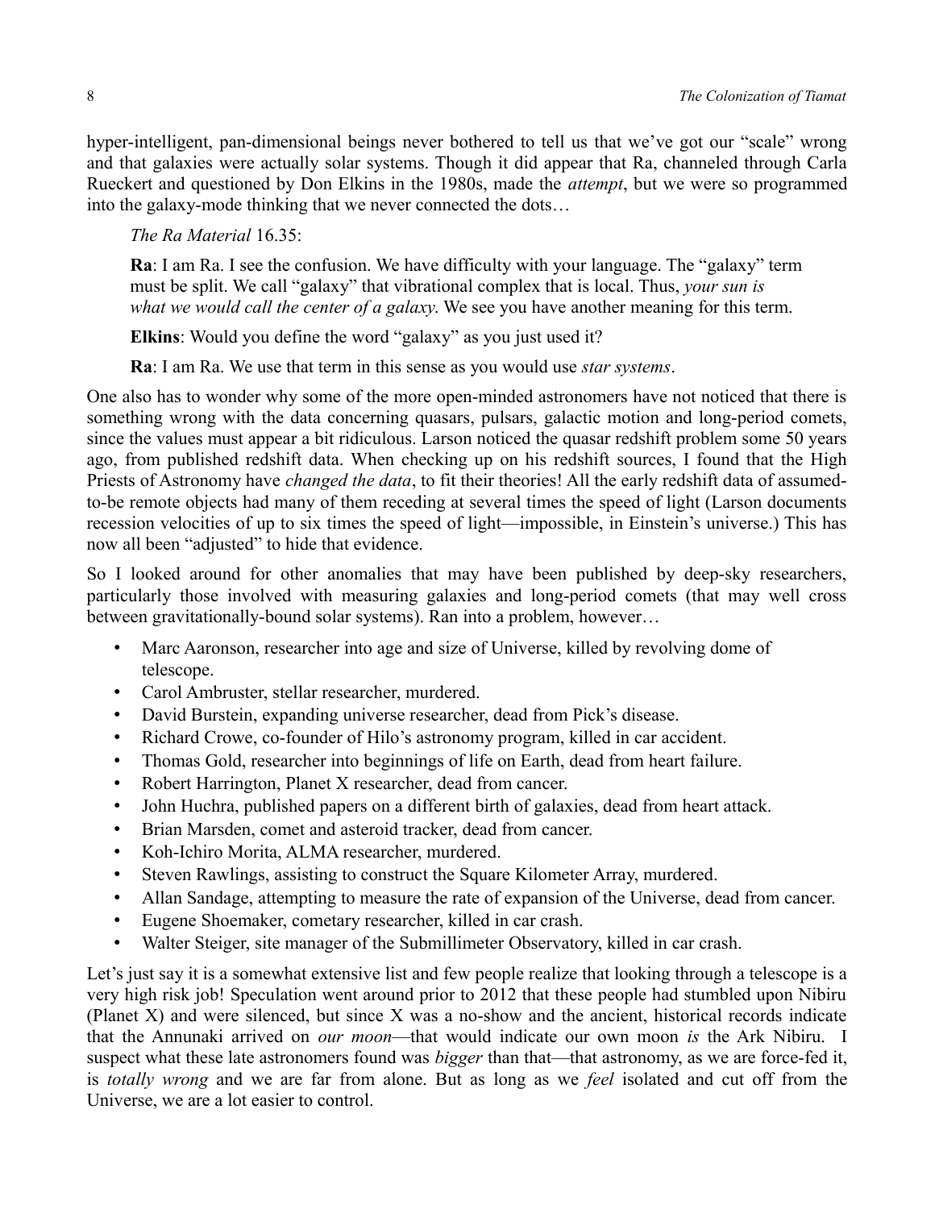hyper-intelligent, pan-dimensional beings never bothered to tell us that we've got our "scale" wrong and that galaxies were actually solar systems. Though it did appear that Ra, channeled through Carla Rueckert and questioned by Don Elkins in the 1980s, made the *attempt*, but we were so programmed into the galaxy-mode thinking that we never connected the dots…

> *The Ra Material* 16.35:
>
> **Ra**: I am Ra. I see the confusion. We have difficulty with your language. The "galaxy" term must be split. We call "galaxy" that vibrational complex that is local. Thus, *your sun is what we would call the center of a galaxy*. We see you have another meaning for this term.
>
> **Elkins**: Would you define the word "galaxy" as you just used it?
>
> **Ra**: I am Ra. We use that term in this sense as you would use *star systems*.

One also has to wonder why some of the more open-minded astronomers have not noticed that there is something wrong with the data concerning quasars, pulsars, galactic motion and long-period comets, since the values must appear a bit ridiculous. Larson noticed the quasar redshift problem some 50 years ago, from published redshift data. When checking up on his redshift sources, I found that the High Priests of Astronomy have *changed the data*, to fit their theories! All the early redshift data of assumed-to-be remote objects had many of them receding at several times the speed of light (Larson documents recession velocities of up to six times the speed of light—impossible, in Einstein's universe.) This has now all been "adjusted" to hide that evidence.

So I looked around for other anomalies that may have been published by deep-sky researchers, particularly those involved with measuring galaxies and long-period comets (that may well cross between gravitationally-bound solar systems). Ran into a problem, however…

- Marc Aaronson, researcher into age and size of Universe, killed by revolving dome of telescope.
- Carol Ambruster, stellar researcher, murdered.
- David Burstein, expanding universe researcher, dead from Pick's disease.
- Richard Crowe, co-founder of Hilo's astronomy program, killed in car accident.
- Thomas Gold, researcher into beginnings of life on Earth, dead from heart failure.
- Robert Harrington, Planet X researcher, dead from cancer.
- John Huchra, published papers on a different birth of galaxies, dead from heart attack.
- Brian Marsden, comet and asteroid tracker, dead from cancer.
- Koh-Ichiro Morita, ALMA researcher, murdered.
- Steven Rawlings, assisting to construct the Square Kilometer Array, murdered.
- Allan Sandage, attempting to measure the rate of expansion of the Universe, dead from cancer.
- Eugene Shoemaker, cometary researcher, killed in car crash.
- Walter Steiger, site manager of the Submillimeter Observatory, killed in car crash.

Let's just say it is a somewhat extensive list and few people realize that looking through a telescope is a very high risk job! Speculation went around prior to 2012 that these people had stumbled upon Nibiru (Planet X) and were silenced, but since X was a no-show and the ancient, historical records indicate that the Annunaki arrived on *our moon*—that would indicate our own moon *is* the Ark Nibiru. I suspect what these late astronomers found was *bigger* than that—that astronomy, as we are force-fed it, is *totally wrong* and we are far from alone. But as long as we *feel* isolated and cut off from the Universe, we are a lot easier to control.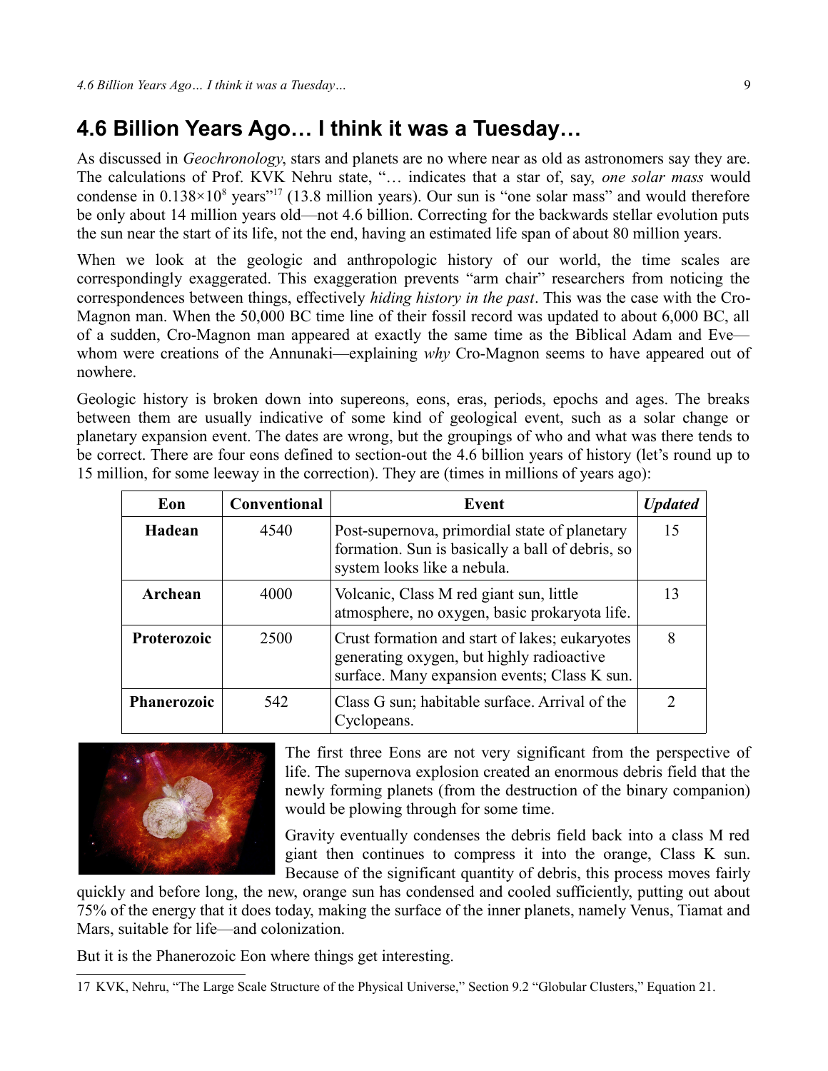# 4.6 Billion Years Ago… I think it was a Tuesday…

As discussed in *Geochronology*, stars and planets are no where near as old as astronomers say they are. The calculations of Prof. KVK Nehru state, "… indicates that a star of, say, *one solar mass* would condense in $0.138 \times 10^8$ years"[17] (13.8 million years). Our sun is "one solar mass" and would therefore be only about 14 million years old—not 4.6 billion. Correcting for the backwards stellar evolution puts the sun near the start of its life, not the end, having an estimated life span of about 80 million years.

When we look at the geologic and anthropologic history of our world, the time scales are correspondingly exaggerated. This exaggeration prevents "arm chair" researchers from noticing the correspondences between things, effectively *hiding history in the past*. This was the case with the Cro-Magnon man. When the 50,000 BC time line of their fossil record was updated to about 6,000 BC, all of a sudden, Cro-Magnon man appeared at exactly the same time as the Biblical Adam and Eve—whom were creations of the Annunaki—explaining *why* Cro-Magnon seems to have appeared out of nowhere.

Geologic history is broken down into supereons, eons, eras, periods, epochs and ages. The breaks between them are usually indicative of some kind of geological event, such as a solar change or planetary expansion event. The dates are wrong, but the groupings of who and what was there tends to be correct. There are four eons defined to section-out the 4.6 billion years of history (let's round up to 15 million, for some leeway in the correction). They are (times in millions of years ago):

| Eon | Conventional | Event | *Updated* |
|---|---|---|---|
| **Hadean** | 4540 | Post-supernova, primordial state of planetary formation. Sun is basically a ball of debris, so system looks like a nebula. | 15 |
| **Archean** | 4000 | Volcanic, Class M red giant sun, little atmosphere, no oxygen, basic prokaryota life. | 13 |
| **Proterozoic** | 2500 | Crust formation and start of lakes; eukaryotes generating oxygen, but highly radioactive surface. Many expansion events; Class K sun. | 8 |
| **Phanerozoic** | 542 | Class G sun; habitable surface. Arrival of the Cyclopeans. | 2 |

The first three Eons are not very significant from the perspective of life. The supernova explosion created an enormous debris field that the newly forming planets (from the destruction of the binary companion) would be plowing through for some time.

Gravity eventually condenses the debris field back into a class M red giant then continues to compress it into the orange, Class K sun. Because of the significant quantity of debris, this process moves fairly quickly and before long, the new, orange sun has condensed and cooled sufficiently, putting out about 75% of the energy that it does today, making the surface of the inner planets, namely Venus, Tiamat and Mars, suitable for life—and colonization.

But it is the Phanerozoic Eon where things get interesting.

---

17 KVK, Nehru, "The Large Scale Structure of the Physical Universe," Section 9.2 "Globular Clusters," Equation 21.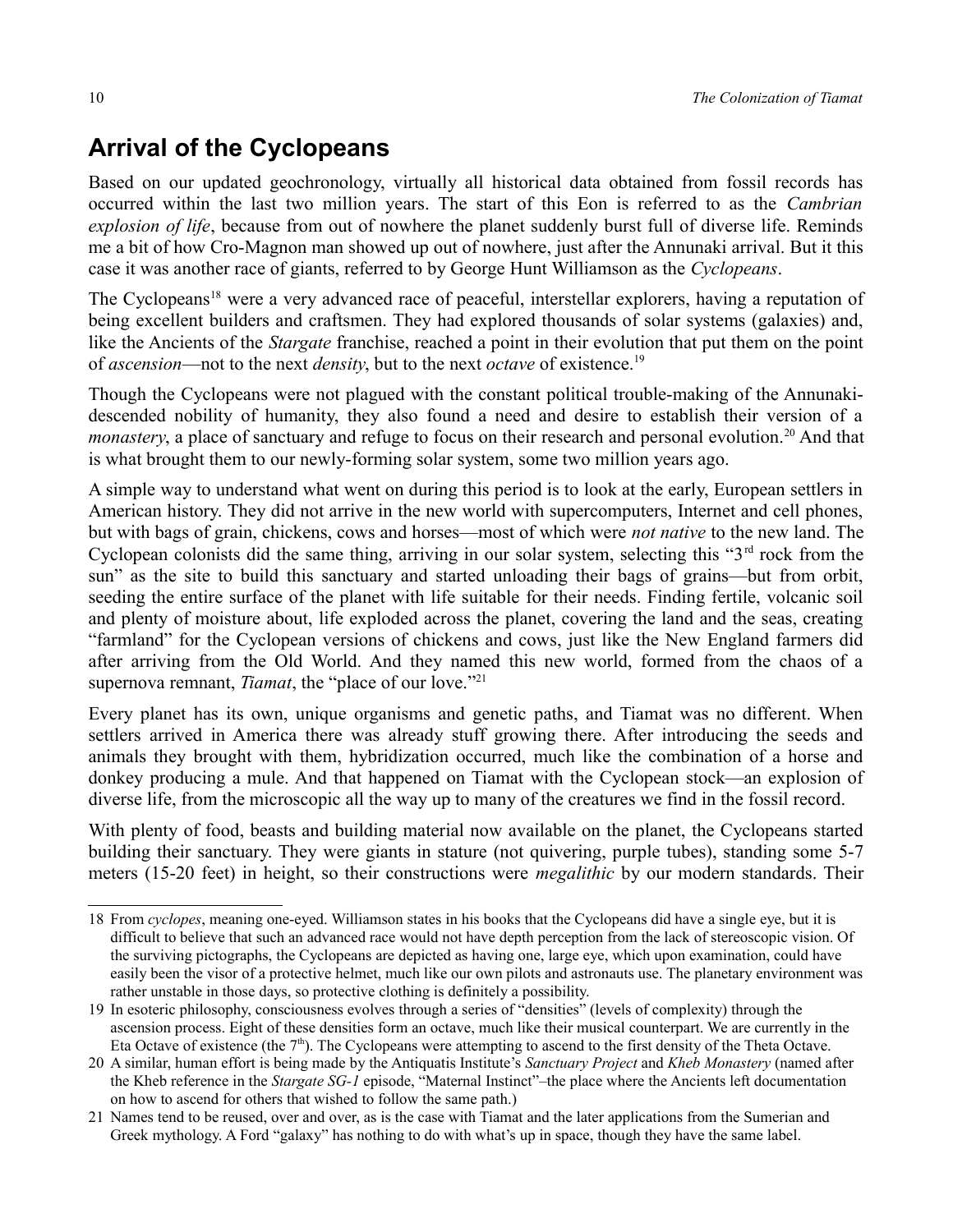## Arrival of the Cyclopeans

Based on our updated geochronology, virtually all historical data obtained from fossil records has occurred within the last two million years. The start of this Eon is referred to as the *Cambrian explosion of life*, because from out of nowhere the planet suddenly burst full of diverse life. Reminds me a bit of how Cro-Magnon man showed up out of nowhere, just after the Annunaki arrival. But it this case it was another race of giants, referred to by George Hunt Williamson as the *Cyclopeans*.

The Cyclopeans[18] were a very advanced race of peaceful, interstellar explorers, having a reputation of being excellent builders and craftsmen. They had explored thousands of solar systems (galaxies) and, like the Ancients of the *Stargate* franchise, reached a point in their evolution that put them on the point of *ascension*—not to the next *density*, but to the next *octave* of existence.[19]

Though the Cyclopeans were not plagued with the constant political trouble-making of the Annunaki-descended nobility of humanity, they also found a need and desire to establish their version of a *monastery*, a place of sanctuary and refuge to focus on their research and personal evolution.[20] And that is what brought them to our newly-forming solar system, some two million years ago.

A simple way to understand what went on during this period is to look at the early, European settlers in American history. They did not arrive in the new world with supercomputers, Internet and cell phones, but with bags of grain, chickens, cows and horses—most of which were *not native* to the new land. The Cyclopean colonists did the same thing, arriving in our solar system, selecting this "3rd rock from the sun" as the site to build this sanctuary and started unloading their bags of grains—but from orbit, seeding the entire surface of the planet with life suitable for their needs. Finding fertile, volcanic soil and plenty of moisture about, life exploded across the planet, covering the land and the seas, creating "farmland" for the Cyclopean versions of chickens and cows, just like the New England farmers did after arriving from the Old World. And they named this new world, formed from the chaos of a supernova remnant, *Tiamat*, the "place of our love."[21]

Every planet has its own, unique organisms and genetic paths, and Tiamat was no different. When settlers arrived in America there was already stuff growing there. After introducing the seeds and animals they brought with them, hybridization occurred, much like the combination of a horse and donkey producing a mule. And that happened on Tiamat with the Cyclopean stock—an explosion of diverse life, from the microscopic all the way up to many of the creatures we find in the fossil record.

With plenty of food, beasts and building material now available on the planet, the Cyclopeans started building their sanctuary. They were giants in stature (not quivering, purple tubes), standing some 5-7 meters (15-20 feet) in height, so their constructions were *megalithic* by our modern standards. Their

---

18 From *cyclopes*, meaning one-eyed. Williamson states in his books that the Cyclopeans did have a single eye, but it is difficult to believe that such an advanced race would not have depth perception from the lack of stereoscopic vision. Of the surviving pictographs, the Cyclopeans are depicted as having one, large eye, which upon examination, could have easily been the visor of a protective helmet, much like our own pilots and astronauts use. The planetary environment was rather unstable in those days, so protective clothing is definitely a possibility.

19 In esoteric philosophy, consciousness evolves through a series of "densities" (levels of complexity) through the ascension process. Eight of these densities form an octave, much like their musical counterpart. We are currently in the Eta Octave of existence (the 7th). The Cyclopeans were attempting to ascend to the first density of the Theta Octave.

20 A similar, human effort is being made by the Antiquatis Institute's *Sanctuary Project* and *Kheb Monastery* (named after the Kheb reference in the *Stargate SG-1* episode, "Maternal Instinct"–the place where the Ancients left documentation on how to ascend for others that wished to follow the same path.)

21 Names tend to be reused, over and over, as is the case with Tiamat and the later applications from the Sumerian and Greek mythology. A Ford "galaxy" has nothing to do with what's up in space, though they have the same label.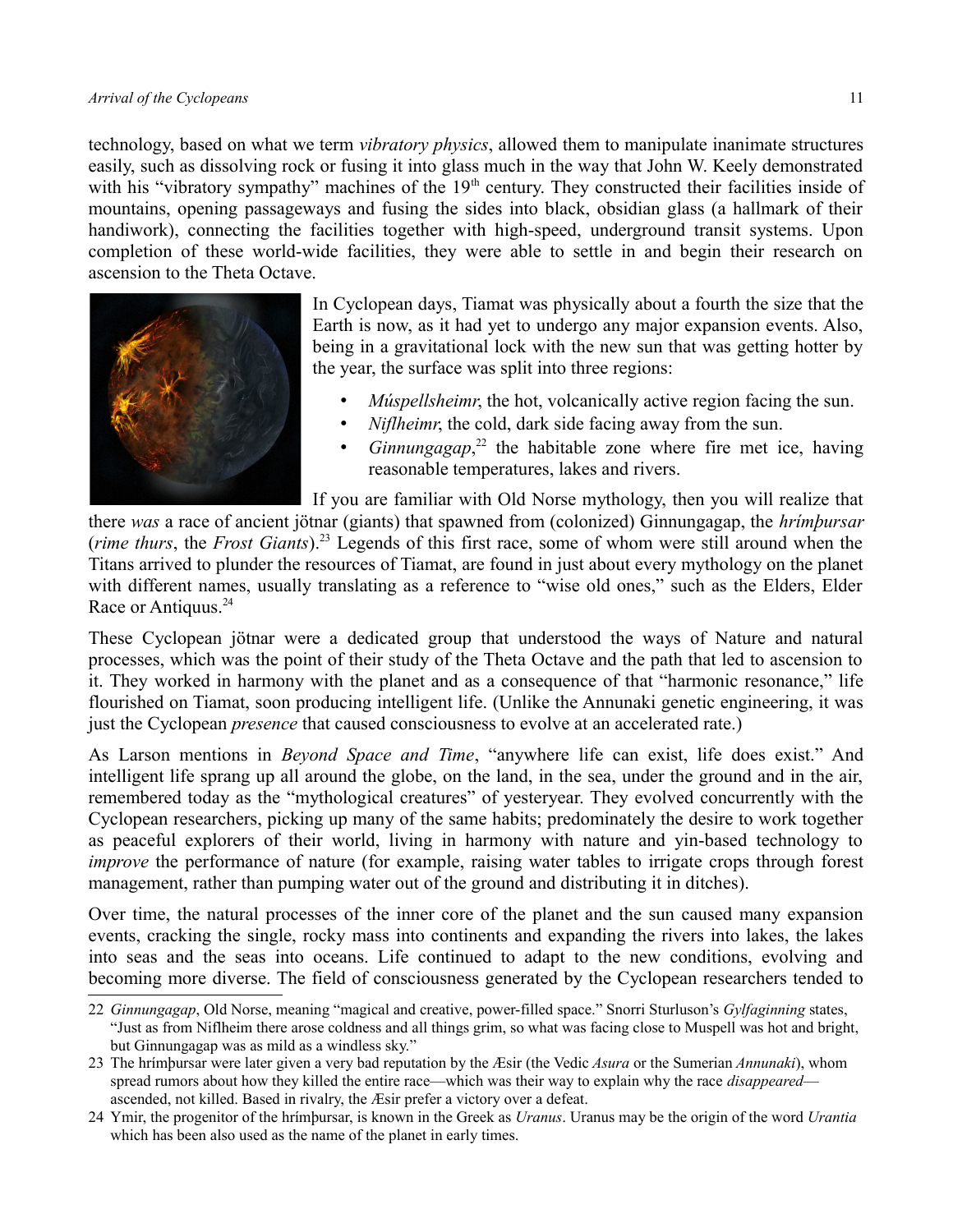technology, based on what we term *vibratory physics*, allowed them to manipulate inanimate structures easily, such as dissolving rock or fusing it into glass much in the way that John W. Keely demonstrated with his "vibratory sympathy" machines of the 19th century. They constructed their facilities inside of mountains, opening passageways and fusing the sides into black, obsidian glass (a hallmark of their handiwork), connecting the facilities together with high-speed, underground transit systems. Upon completion of these world-wide facilities, they were able to settle in and begin their research on ascension to the Theta Octave.

In Cyclopean days, Tiamat was physically about a fourth the size that the Earth is now, as it had yet to undergo any major expansion events. Also, being in a gravitational lock with the new sun that was getting hotter by the year, the surface was split into three regions:

- *Múspellsheimr*, the hot, volcanically active region facing the sun.
- *Niflheimr*, the cold, dark side facing away from the sun.
- *Ginnungagap*,[22] the habitable zone where fire met ice, having reasonable temperatures, lakes and rivers.

If you are familiar with Old Norse mythology, then you will realize that there *was* a race of ancient jötnar (giants) that spawned from (colonized) Ginnungagap, the *hrímþursar* (*rime thurs*, the *Frost Giants*).[23] Legends of this first race, some of whom were still around when the Titans arrived to plunder the resources of Tiamat, are found in just about every mythology on the planet with different names, usually translating as a reference to "wise old ones," such as the Elders, Elder Race or Antiquus.[24]

These Cyclopean jötnar were a dedicated group that understood the ways of Nature and natural processes, which was the point of their study of the Theta Octave and the path that led to ascension to it. They worked in harmony with the planet and as a consequence of that "harmonic resonance," life flourished on Tiamat, soon producing intelligent life. (Unlike the Annunaki genetic engineering, it was just the Cyclopean *presence* that caused consciousness to evolve at an accelerated rate.)

As Larson mentions in *Beyond Space and Time*, "anywhere life can exist, life does exist." And intelligent life sprang up all around the globe, on the land, in the sea, under the ground and in the air, remembered today as the "mythological creatures" of yesteryear. They evolved concurrently with the Cyclopean researchers, picking up many of the same habits; predominately the desire to work together as peaceful explorers of their world, living in harmony with nature and yin-based technology to *improve* the performance of nature (for example, raising water tables to irrigate crops through forest management, rather than pumping water out of the ground and distributing it in ditches).

Over time, the natural processes of the inner core of the planet and the sun caused many expansion events, cracking the single, rocky mass into continents and expanding the rivers into lakes, the lakes into seas and the seas into oceans. Life continued to adapt to the new conditions, evolving and becoming more diverse. The field of consciousness generated by the Cyclopean researchers tended to

---

22 *Ginnungagap*, Old Norse, meaning "magical and creative, power-filled space." Snorri Sturluson's *Gylfaginning* states, "Just as from Niflheim there arose coldness and all things grim, so what was facing close to Muspell was hot and bright, but Ginnungagap was as mild as a windless sky."

23 The hrímþursar were later given a very bad reputation by the Æsir (the Vedic *Asura* or the Sumerian *Annunaki*), whom spread rumors about how they killed the entire race—which was their way to explain why the race *disappeared*—ascended, not killed. Based in rivalry, the Æsir prefer a victory over a defeat.

24 Ymir, the progenitor of the hrímþursar, is known in the Greek as *Uranus*. Uranus may be the origin of the word *Urantia* which has been also used as the name of the planet in early times.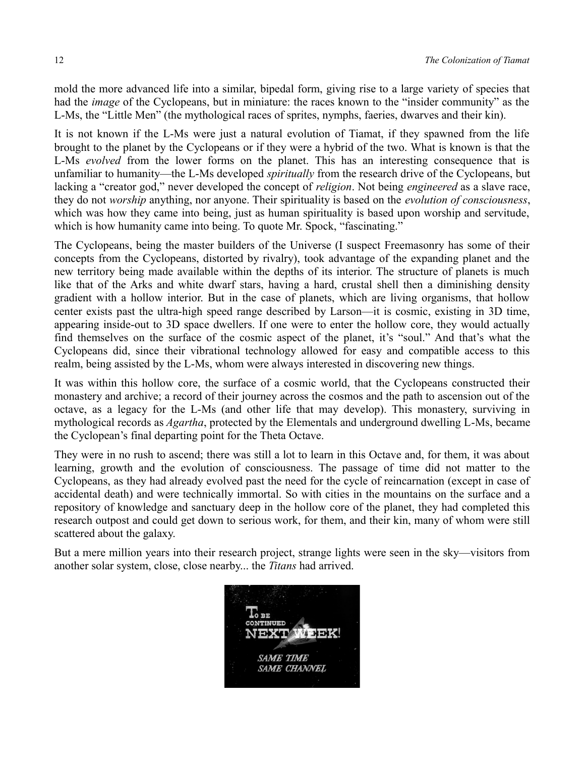mold the more advanced life into a similar, bipedal form, giving rise to a large variety of species that had the *image* of the Cyclopeans, but in miniature: the races known to the "insider community" as the L-Ms, the "Little Men" (the mythological races of sprites, nymphs, faeries, dwarves and their kin).

It is not known if the L-Ms were just a natural evolution of Tiamat, if they spawned from the life brought to the planet by the Cyclopeans or if they were a hybrid of the two. What is known is that the L-Ms *evolved* from the lower forms on the planet. This has an interesting consequence that is unfamiliar to humanity—the L-Ms developed *spiritually* from the research drive of the Cyclopeans, but lacking a "creator god," never developed the concept of *religion*. Not being *engineered* as a slave race, they do not *worship* anything, nor anyone. Their spirituality is based on the *evolution of consciousness*, which was how they came into being, just as human spirituality is based upon worship and servitude, which is how humanity came into being. To quote Mr. Spock, "fascinating."

The Cyclopeans, being the master builders of the Universe (I suspect Freemasonry has some of their concepts from the Cyclopeans, distorted by rivalry), took advantage of the expanding planet and the new territory being made available within the depths of its interior. The structure of planets is much like that of the Arks and white dwarf stars, having a hard, crustal shell then a diminishing density gradient with a hollow interior. But in the case of planets, which are living organisms, that hollow center exists past the ultra-high speed range described by Larson—it is cosmic, existing in 3D time, appearing inside-out to 3D space dwellers. If one were to enter the hollow core, they would actually find themselves on the surface of the cosmic aspect of the planet, it's "soul." And that's what the Cyclopeans did, since their vibrational technology allowed for easy and compatible access to this realm, being assisted by the L-Ms, whom were always interested in discovering new things.

It was within this hollow core, the surface of a cosmic world, that the Cyclopeans constructed their monastery and archive; a record of their journey across the cosmos and the path to ascension out of the octave, as a legacy for the L-Ms (and other life that may develop). This monastery, surviving in mythological records as *Agartha*, protected by the Elementals and underground dwelling L-Ms, became the Cyclopean's final departing point for the Theta Octave.

They were in no rush to ascend; there was still a lot to learn in this Octave and, for them, it was about learning, growth and the evolution of consciousness. The passage of time did not matter to the Cyclopeans, as they had already evolved past the need for the cycle of reincarnation (except in case of accidental death) and were technically immortal. So with cities in the mountains on the surface and a repository of knowledge and sanctuary deep in the hollow core of the planet, they had completed this research outpost and could get down to serious work, for them, and their kin, many of whom were still scattered about the galaxy.

But a mere million years into their research project, strange lights were seen in the sky—visitors from another solar system, close, close nearby... the *Titans* had arrived.

To be continued next week!
Same time
Same channel